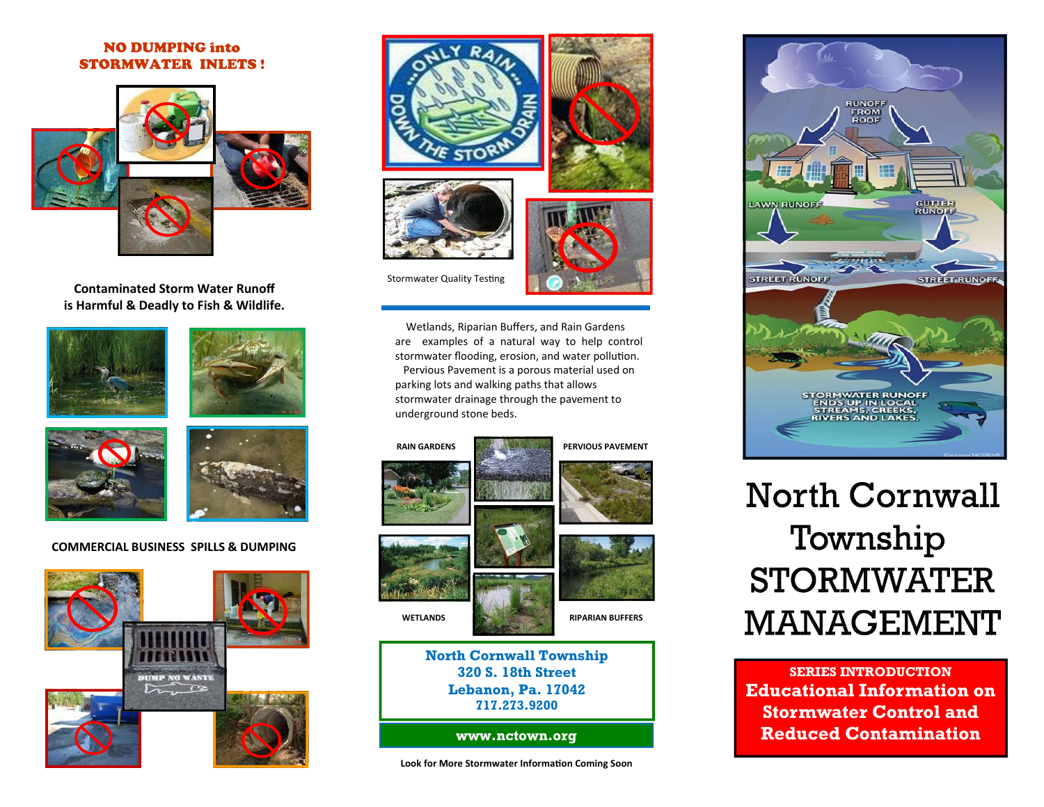## NO DUMPING into STORMWATER INLETS !

**Contaminated Storm Water Runoff is Harmful & Deadly to Fish & Wildlife.**

**COMMERCIAL BUSINESS SPILLS & DUMPING**

Stormwater Quality Testing

Wetlands, Riparian Buffers, and Rain Gardens are examples of a natural way to help control stormwater flooding, erosion, and water pollution. Pervious Pavement is a porous material used on parking lots and walking paths that allows stormwater drainage through the pavement to underground stone beds.

RAIN GARDENS

PERVIOUS PAVEMENT

WETLANDS

RIPARIAN BUFFERS

**North Cornwall Township**
**320 S. 18th Street**
**Lebanon, Pa. 17042**
**717.273.9200**

**www.nctown.org**

**Look for More Stormwater Information Coming Soon**

# North Cornwall Township STORMWATER MANAGEMENT

**SERIES INTRODUCTION**
**Educational Information on Stormwater Control and Reduced Contamination**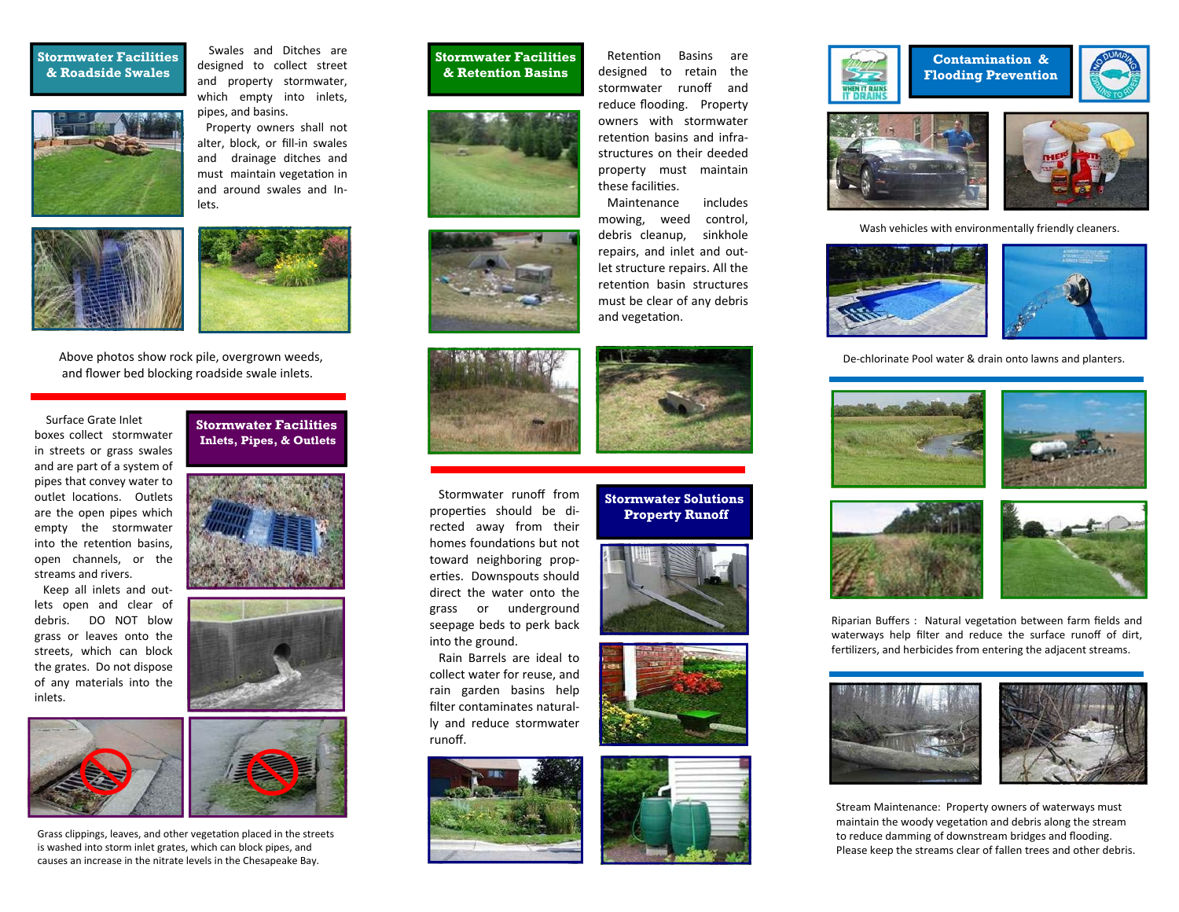## Stormwater Facilities & Roadside Swales

Swales and Ditches are designed to collect street and property stormwater, which empty into inlets, pipes, and basins.

Property owners shall not alter, block, or fill-in swales and drainage ditches and must maintain vegetation in and around swales and Inlets.

Above photos show rock pile, overgrown weeds, and flower bed blocking roadside swale inlets.

## Stormwater Facilities Inlets, Pipes, & Outlets

Surface Grate Inlet boxes collect stormwater in streets or grass swales and are part of a system of pipes that convey water to outlet locations. Outlets are the open pipes which empty the stormwater into the retention basins, open channels, or the streams and rivers.

Keep all inlets and outlets open and clear of debris. DO NOT blow grass or leaves onto the streets, which can block the grates. Do not dispose of any materials into the inlets.

Grass clippings, leaves, and other vegetation placed in the streets is washed into storm inlet grates, which can block pipes, and causes an increase in the nitrate levels in the Chesapeake Bay.

## Stormwater Facilities & Retention Basins

Retention Basins are designed to retain the stormwater runoff and reduce flooding. Property owners with stormwater retention basins and infrastructures on their deeded property must maintain these facilities.

Maintenance includes mowing, weed control, debris cleanup, sinkhole repairs, and inlet and outlet structure repairs. All the retention basin structures must be clear of any debris and vegetation.

## Stormwater Solutions Property Runoff

Stormwater runoff from properties should be directed away from their homes foundations but not toward neighboring properties. Downspouts should direct the water onto the grass or underground seepage beds to perk back into the ground.

Rain Barrels are ideal to collect water for reuse, and rain garden basins help filter contaminates naturally and reduce stormwater runoff.

## Contamination & Flooding Prevention

WHEN IT RAINS IT DRAINS

NO DUMPING DRAINS TO RIVER

Wash vehicles with environmentally friendly cleaners.

De-chlorinate Pool water & drain onto lawns and planters.

Riparian Buffers : Natural vegetation between farm fields and waterways help filter and reduce the surface runoff of dirt, fertilizers, and herbicides from entering the adjacent streams.

Stream Maintenance: Property owners of waterways must maintain the woody vegetation and debris along the stream to reduce damming of downstream bridges and flooding. Please keep the streams clear of fallen trees and other debris.